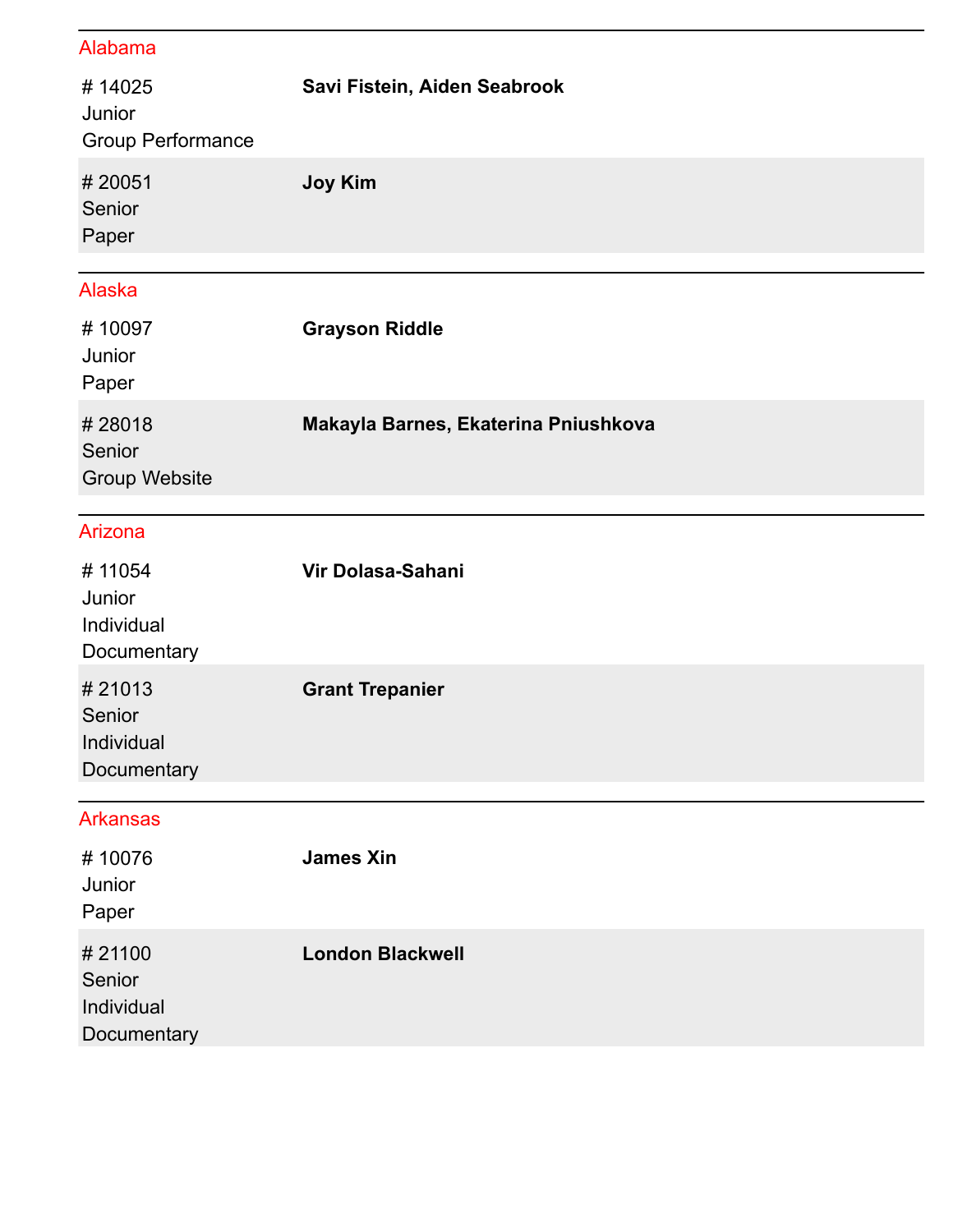## Alabama

# 14025
Junior
Group Performance

**Savi Fistein, Aiden Seabrook**

# 20051
Senior
Paper

**Joy Kim**

## Alaska

# 10097
Junior
Paper

**Grayson Riddle**

# 28018
Senior
Group Website

**Makayla Barnes, Ekaterina Pniushkova**

## Arizona

# 11054
Junior
Individual Documentary

**Vir Dolasa-Sahani**

# 21013
Senior
Individual Documentary

**Grant Trepanier**

## Arkansas

# 10076
Junior
Paper

**James Xin**

# 21100
Senior
Individual Documentary

**London Blackwell**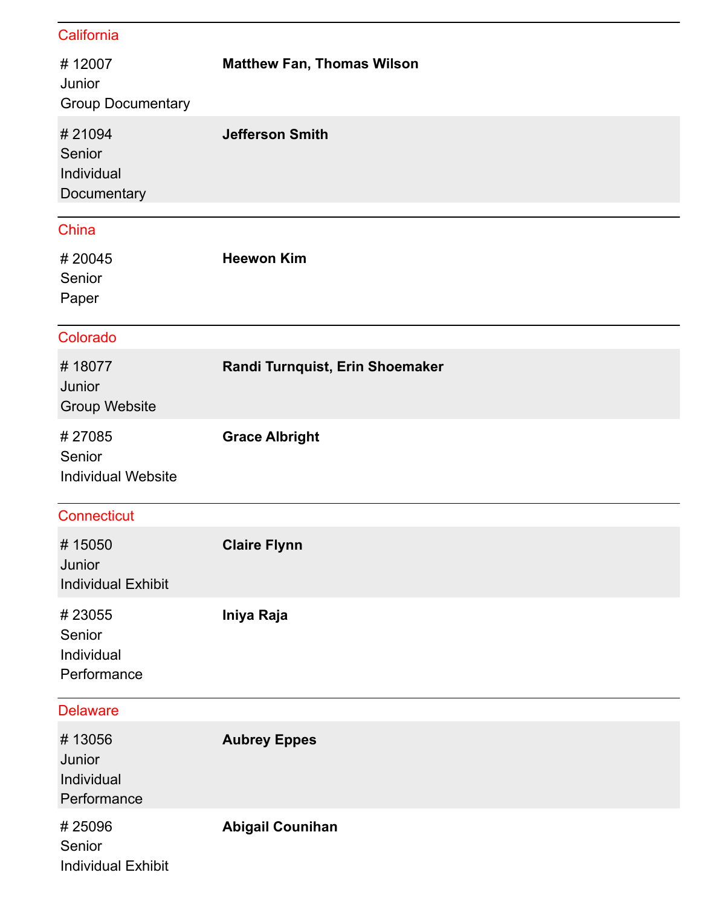## California

# 12007
Junior
Group Documentary

**Matthew Fan, Thomas Wilson**

# 21094
Senior
Individual Documentary

**Jefferson Smith**

## China

# 20045
Senior
Paper

**Heewon Kim**

## Colorado

# 18077
Junior
Group Website

**Randi Turnquist, Erin Shoemaker**

# 27085
Senior
Individual Website

**Grace Albright**

## Connecticut

# 15050
Junior
Individual Exhibit

**Claire Flynn**

# 23055
Senior
Individual Performance

**Iniya Raja**

## Delaware

# 13056
Junior
Individual Performance

**Aubrey Eppes**

# 25096
Senior
Individual Exhibit

**Abigail Counihan**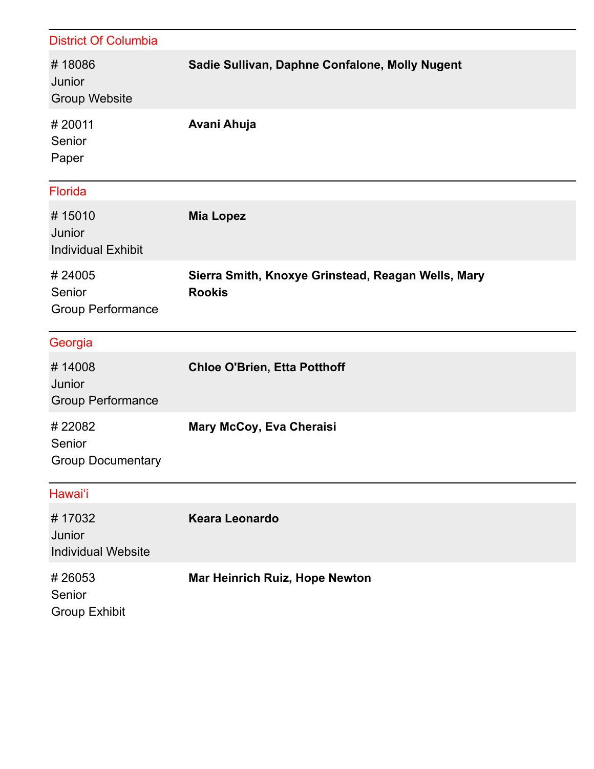## District Of Columbia

# 18086
Junior
Group Website

**Sadie Sullivan, Daphne Confalone, Molly Nugent**

# 20011
Senior
Paper

**Avani Ahuja**

## Florida

# 15010
Junior
Individual Exhibit

**Mia Lopez**

# 24005
Senior
Group Performance

**Sierra Smith, Knoxye Grinstead, Reagan Wells, Mary Rookis**

## Georgia

# 14008
Junior
Group Performance

**Chloe O'Brien, Etta Potthoff**

# 22082
Senior
Group Documentary

**Mary McCoy, Eva Cheraisi**

## Hawai'i

# 17032
Junior
Individual Website

**Keara Leonardo**

# 26053
Senior
Group Exhibit

**Mar Heinrich Ruiz, Hope Newton**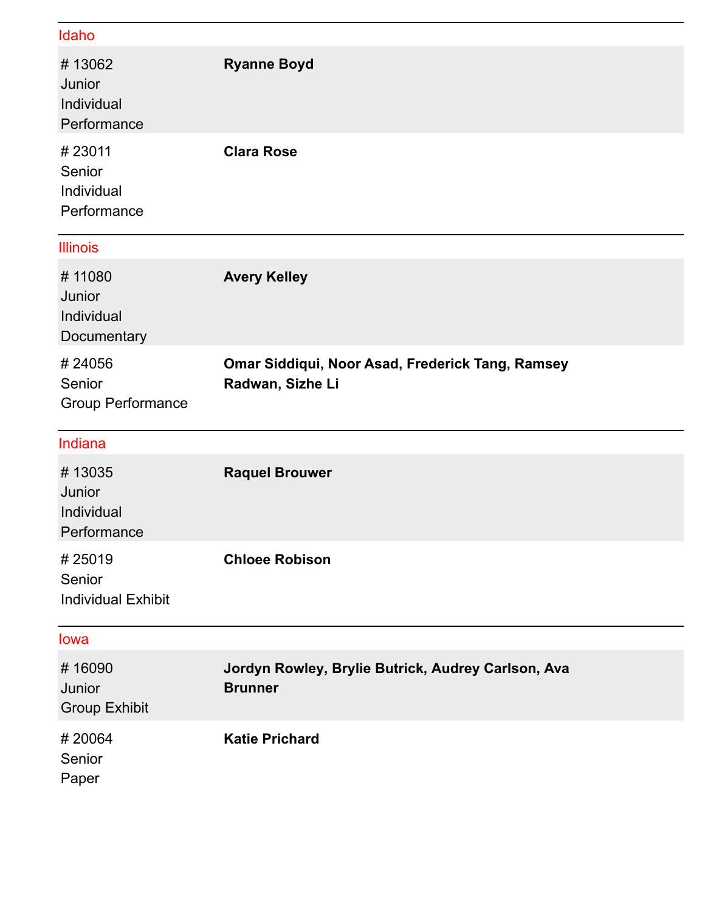## Idaho

| | |
|---|---|
| # 13062<br>Junior<br>Individual<br>Performance | **Ryanne Boyd** |
| # 23011<br>Senior<br>Individual<br>Performance | **Clara Rose** |

## Illinois

| | |
|---|---|
| # 11080<br>Junior<br>Individual<br>Documentary | **Avery Kelley** |
| # 24056<br>Senior<br>Group Performance | **Omar Siddiqui, Noor Asad, Frederick Tang, Ramsey Radwan, Sizhe Li** |

## Indiana

| | |
|---|---|
| # 13035<br>Junior<br>Individual<br>Performance | **Raquel Brouwer** |
| # 25019<br>Senior<br>Individual Exhibit | **Chloee Robison** |

## Iowa

| | |
|---|---|
| # 16090<br>Junior<br>Group Exhibit | **Jordyn Rowley, Brylie Butrick, Audrey Carlson, Ava Brunner** |
| # 20064<br>Senior<br>Paper | **Katie Prichard** |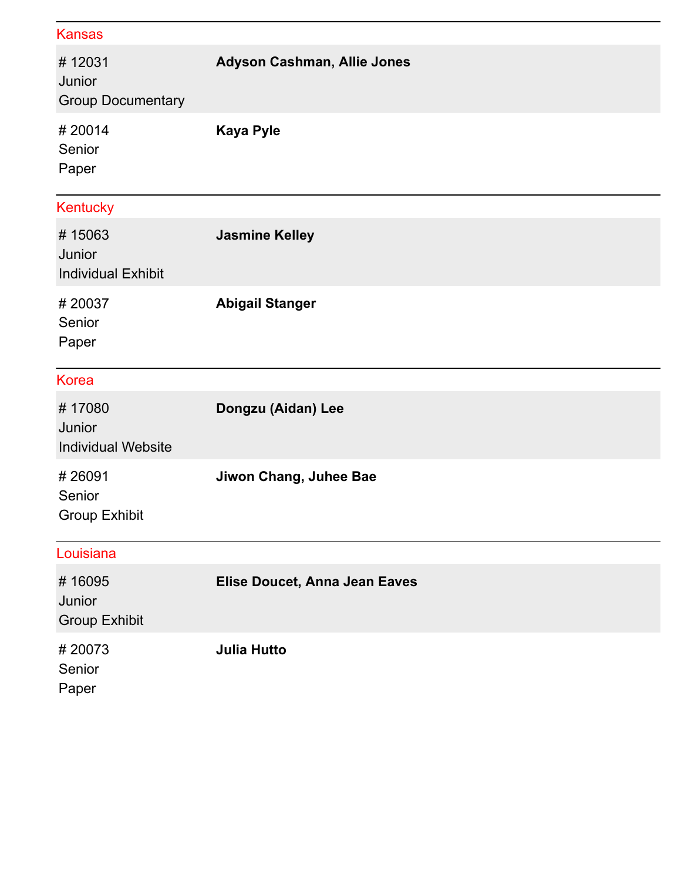## Kansas

# 12031
Junior
Group Documentary

**Adyson Cashman, Allie Jones**

# 20014
Senior
Paper

**Kaya Pyle**

## Kentucky

# 15063
Junior
Individual Exhibit

**Jasmine Kelley**

# 20037
Senior
Paper

**Abigail Stanger**

## Korea

# 17080
Junior
Individual Website

**Dongzu (Aidan) Lee**

# 26091
Senior
Group Exhibit

**Jiwon Chang, Juhee Bae**

## Louisiana

# 16095
Junior
Group Exhibit

**Elise Doucet, Anna Jean Eaves**

# 20073
Senior
Paper

**Julia Hutto**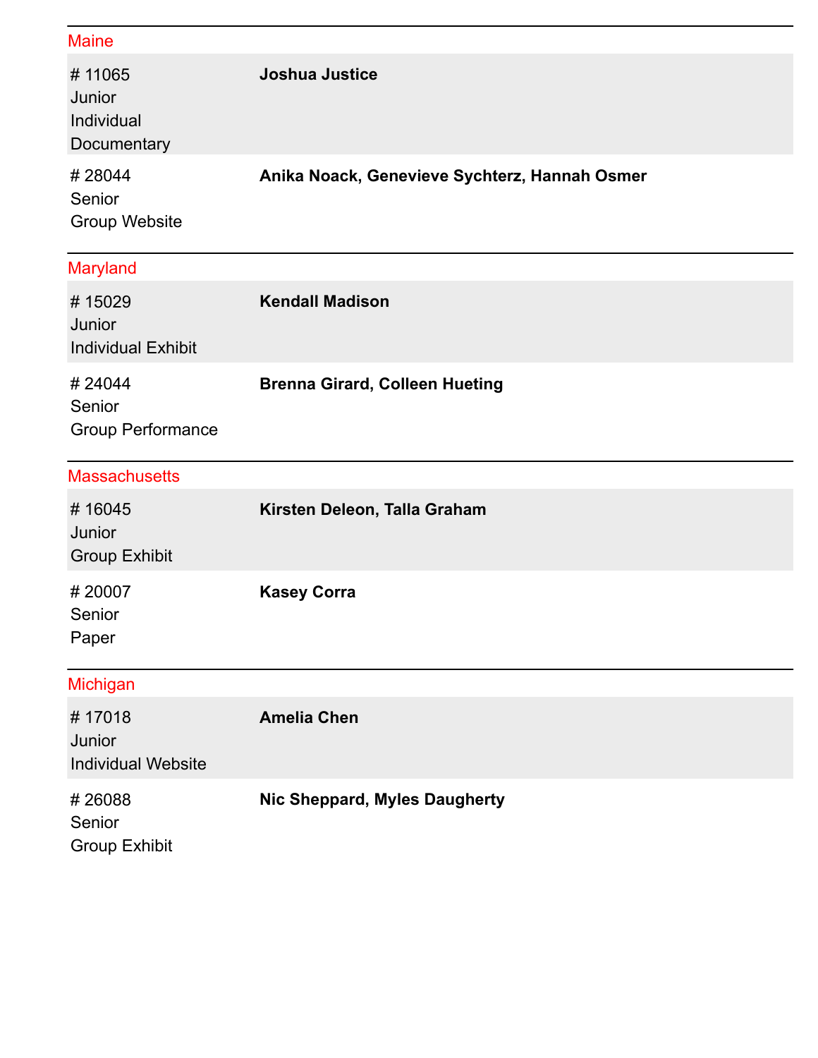## Maine

| | |
|---|---|
| # 11065<br>Junior<br>Individual<br>Documentary | **Joshua Justice** |
| # 28044<br>Senior<br>Group Website | **Anika Noack, Genevieve Sychterz, Hannah Osmer** |

## Maryland

| | |
|---|---|
| # 15029<br>Junior<br>Individual Exhibit | **Kendall Madison** |
| # 24044<br>Senior<br>Group Performance | **Brenna Girard, Colleen Hueting** |

## Massachusetts

| | |
|---|---|
| # 16045<br>Junior<br>Group Exhibit | **Kirsten Deleon, Talla Graham** |
| # 20007<br>Senior<br>Paper | **Kasey Corra** |

## Michigan

| | |
|---|---|
| # 17018<br>Junior<br>Individual Website | **Amelia Chen** |
| # 26088<br>Senior<br>Group Exhibit | **Nic Sheppard, Myles Daugherty** |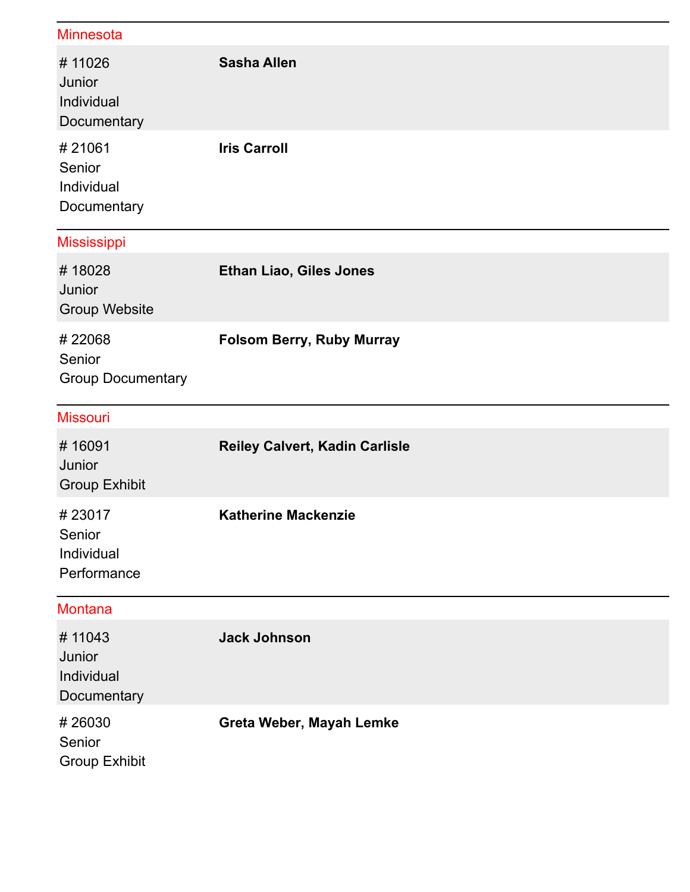## Minnesota

| Entry | Name(s) |
| --- | --- |
| # 11026 Junior Individual Documentary | **Sasha Allen** |
| # 21061 Senior Individual Documentary | **Iris Carroll** |

## Mississippi

| Entry | Name(s) |
| --- | --- |
| # 18028 Junior Group Website | **Ethan Liao, Giles Jones** |
| # 22068 Senior Group Documentary | **Folsom Berry, Ruby Murray** |

## Missouri

| Entry | Name(s) |
| --- | --- |
| # 16091 Junior Group Exhibit | **Reiley Calvert, Kadin Carlisle** |
| # 23017 Senior Individual Performance | **Katherine Mackenzie** |

## Montana

| Entry | Name(s) |
| --- | --- |
| # 11043 Junior Individual Documentary | **Jack Johnson** |
| # 26030 Senior Group Exhibit | **Greta Weber, Mayah Lemke** |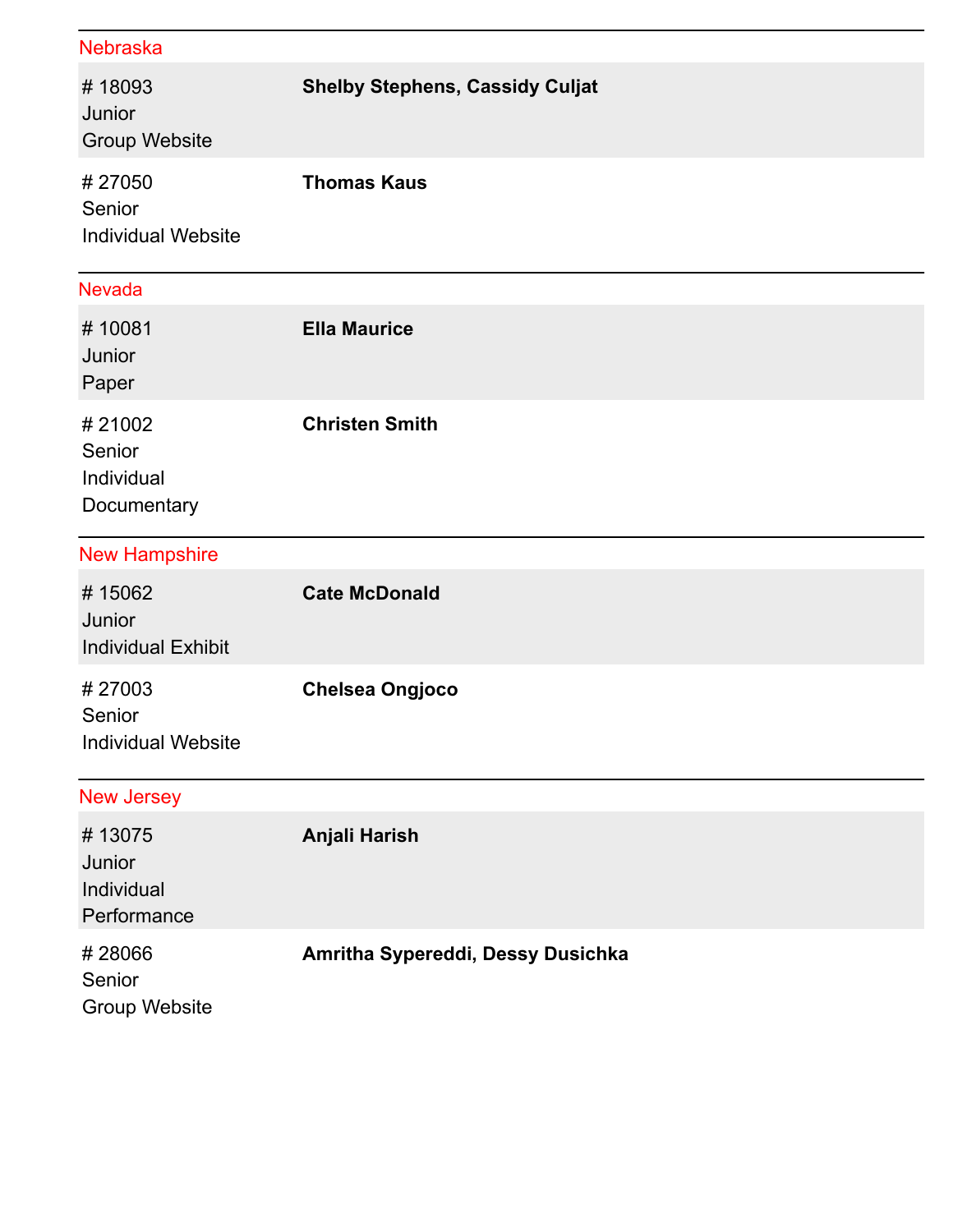## Nebraska

| Entry | Participants |
|---|---|
| # 18093<br>Junior<br>Group Website | **Shelby Stephens, Cassidy Culjat** |
| # 27050<br>Senior<br>Individual Website | **Thomas Kaus** |

## Nevada

| Entry | Participants |
|---|---|
| # 10081<br>Junior<br>Paper | **Ella Maurice** |
| # 21002<br>Senior<br>Individual Documentary | **Christen Smith** |

## New Hampshire

| Entry | Participants |
|---|---|
| # 15062<br>Junior<br>Individual Exhibit | **Cate McDonald** |
| # 27003<br>Senior<br>Individual Website | **Chelsea Ongjoco** |

## New Jersey

| Entry | Participants |
|---|---|
| # 13075<br>Junior<br>Individual Performance | **Anjali Harish** |
| # 28066<br>Senior<br>Group Website | **Amritha Sypereddi, Dessy Dusichka** |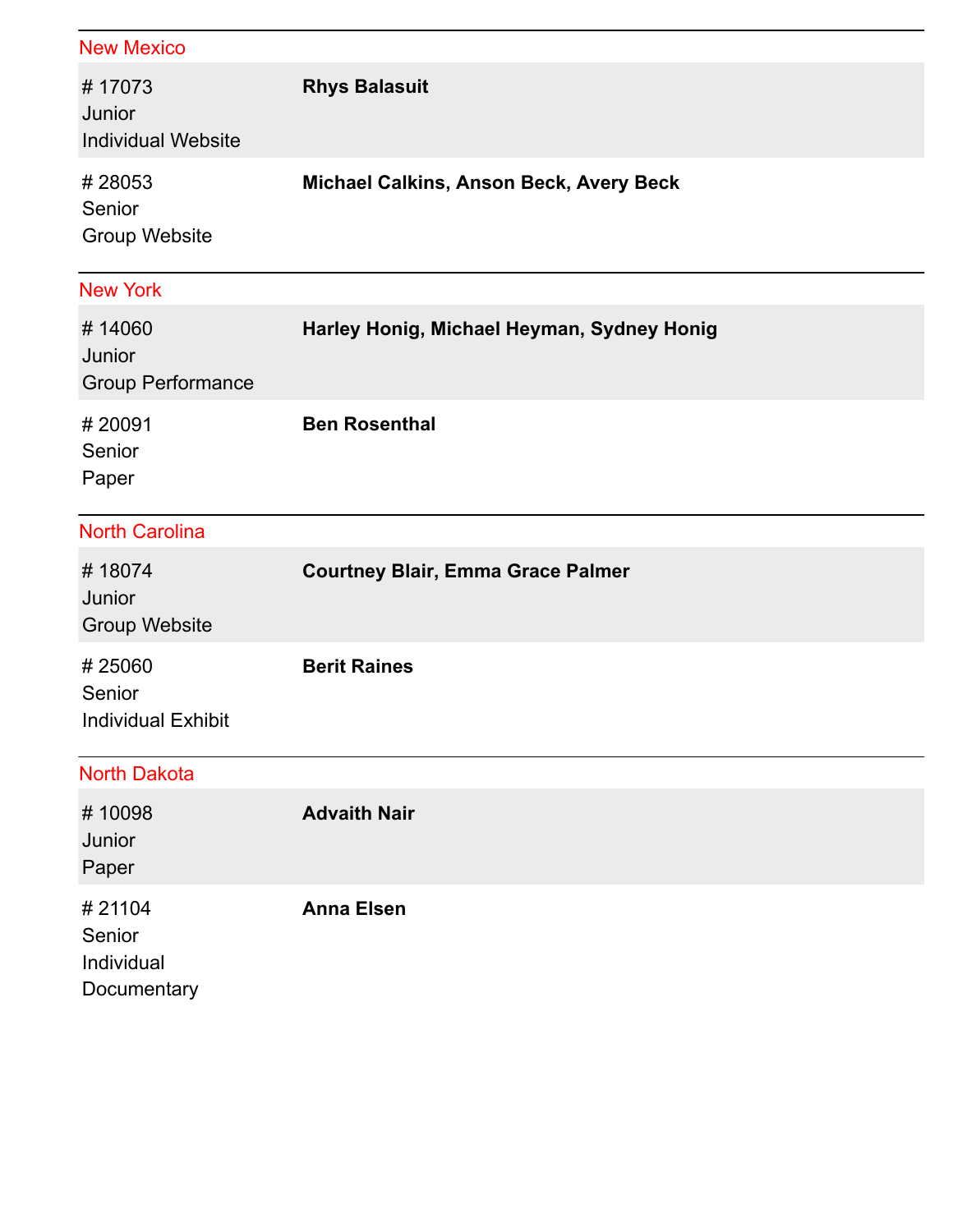## New Mexico

# 17073
Junior
Individual Website

**Rhys Balasuit**

# 28053
Senior
Group Website

**Michael Calkins, Anson Beck, Avery Beck**

## New York

# 14060
Junior
Group Performance

**Harley Honig, Michael Heyman, Sydney Honig**

# 20091
Senior
Paper

**Ben Rosenthal**

## North Carolina

# 18074
Junior
Group Website

**Courtney Blair, Emma Grace Palmer**

# 25060
Senior
Individual Exhibit

**Berit Raines**

## North Dakota

# 10098
Junior
Paper

**Advaith Nair**

# 21104
Senior
Individual Documentary

**Anna Elsen**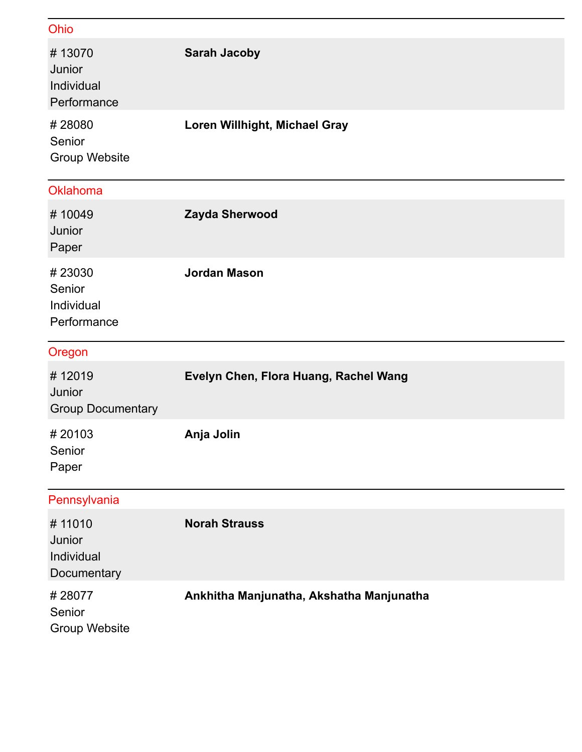## Ohio

| Entry | Student(s) |
| --- | --- |
| # 13070<br>Junior<br>Individual Performance | **Sarah Jacoby** |
| # 28080<br>Senior<br>Group Website | **Loren Willhight, Michael Gray** |

## Oklahoma

| Entry | Student(s) |
| --- | --- |
| # 10049<br>Junior<br>Paper | **Zayda Sherwood** |
| # 23030<br>Senior<br>Individual Performance | **Jordan Mason** |

## Oregon

| Entry | Student(s) |
| --- | --- |
| # 12019<br>Junior<br>Group Documentary | **Evelyn Chen, Flora Huang, Rachel Wang** |
| # 20103<br>Senior<br>Paper | **Anja Jolin** |

## Pennsylvania

| Entry | Student(s) |
| --- | --- |
| # 11010<br>Junior<br>Individual Documentary | **Norah Strauss** |
| # 28077<br>Senior<br>Group Website | **Ankhitha Manjunatha, Akshatha Manjunatha** |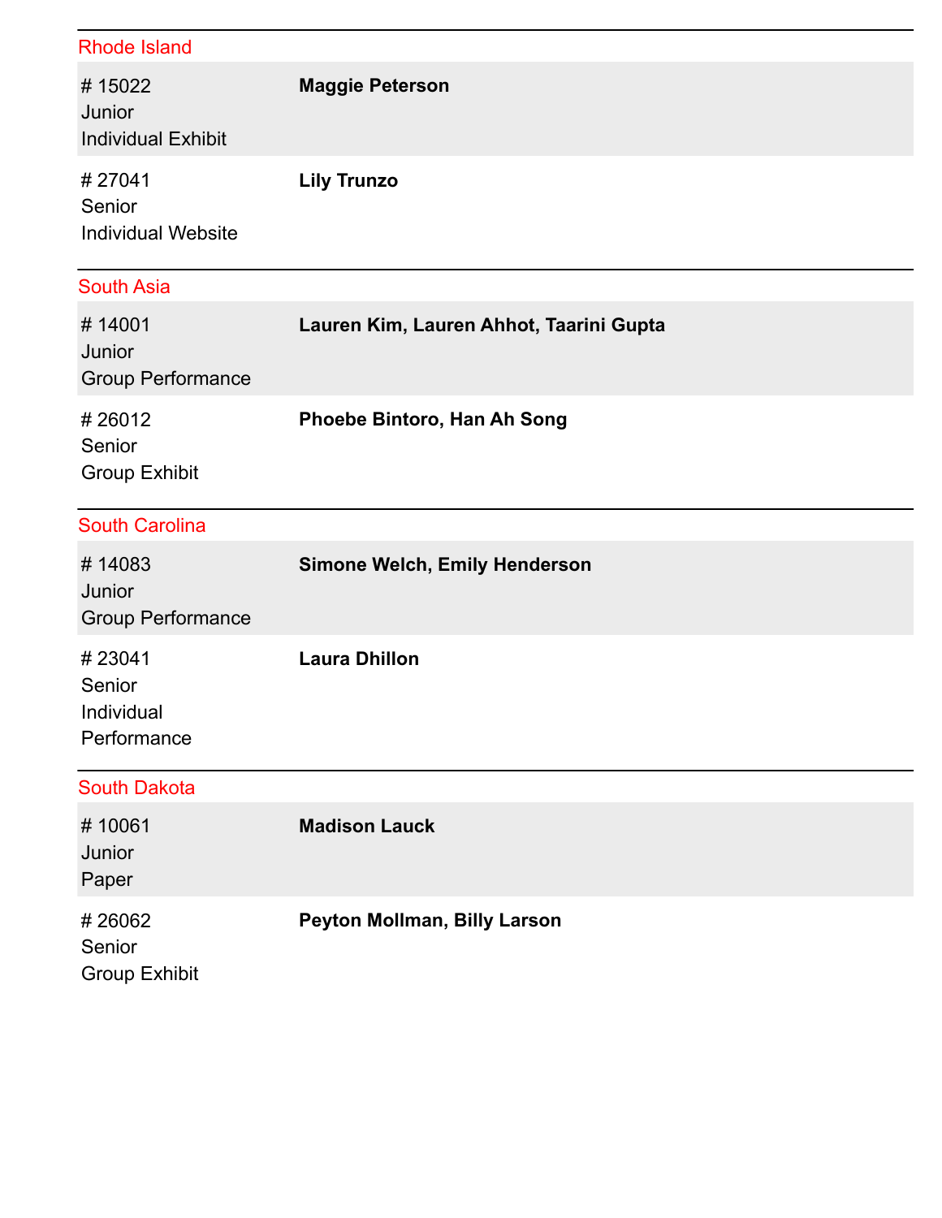## Rhode Island

# 15022
Junior
Individual Exhibit

**Maggie Peterson**

# 27041
Senior
Individual Website

**Lily Trunzo**

## South Asia

# 14001
Junior
Group Performance

**Lauren Kim, Lauren Ahhot, Taarini Gupta**

# 26012
Senior
Group Exhibit

**Phoebe Bintoro, Han Ah Song**

## South Carolina

# 14083
Junior
Group Performance

**Simone Welch, Emily Henderson**

# 23041
Senior
Individual Performance

**Laura Dhillon**

## South Dakota

# 10061
Junior
Paper

**Madison Lauck**

# 26062
Senior
Group Exhibit

**Peyton Mollman, Billy Larson**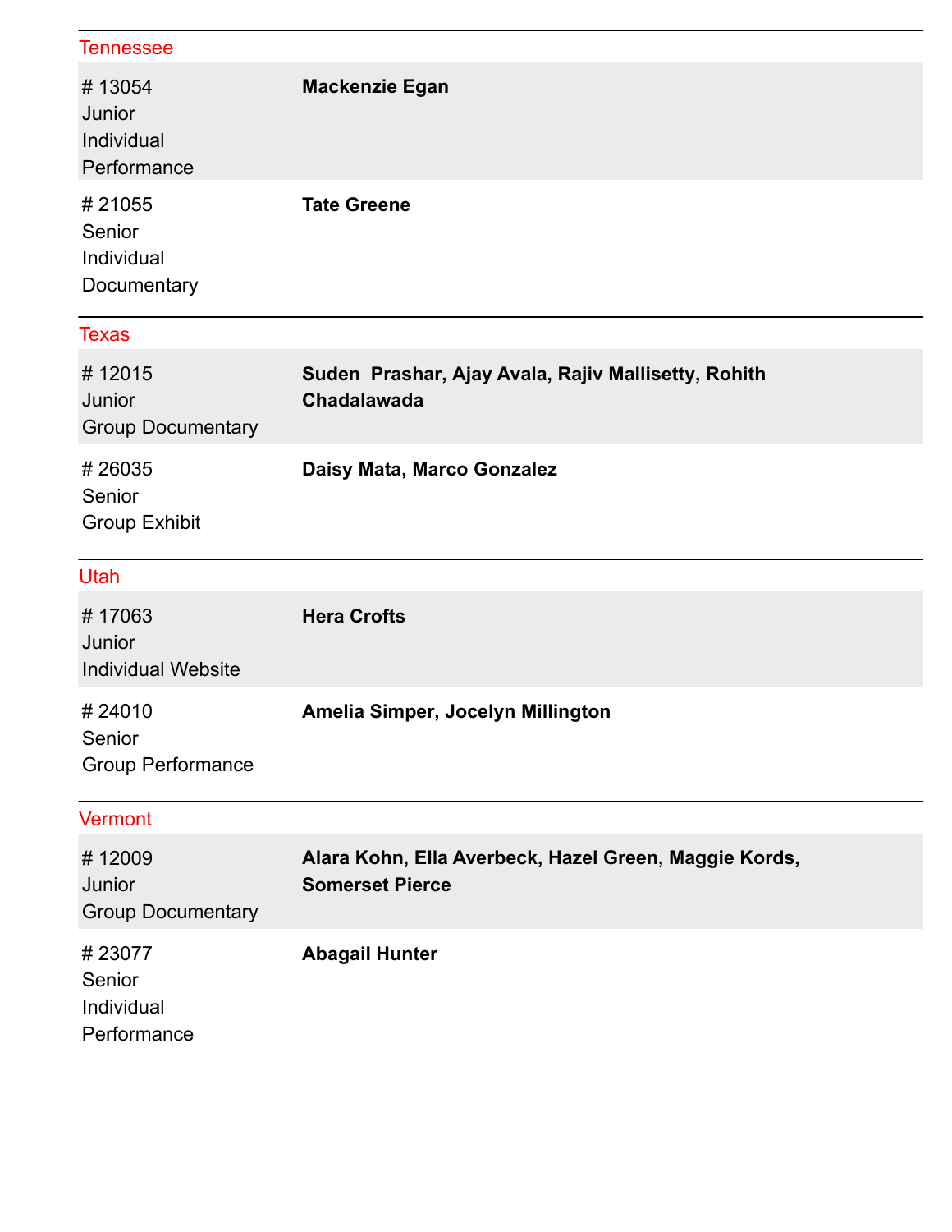## Tennessee

| | |
|---|---|
| # 13054<br>Junior<br>Individual Performance | **Mackenzie Egan** |
| # 21055<br>Senior<br>Individual Documentary | **Tate Greene** |

## Texas

| | |
|---|---|
| # 12015<br>Junior<br>Group Documentary | **Suden Prashar, Ajay Avala, Rajiv Mallisetty, Rohith Chadalawada** |
| # 26035<br>Senior<br>Group Exhibit | **Daisy Mata, Marco Gonzalez** |

## Utah

| | |
|---|---|
| # 17063<br>Junior<br>Individual Website | **Hera Crofts** |
| # 24010<br>Senior<br>Group Performance | **Amelia Simper, Jocelyn Millington** |

## Vermont

| | |
|---|---|
| # 12009<br>Junior<br>Group Documentary | **Alara Kohn, Ella Averbeck, Hazel Green, Maggie Kords, Somerset Pierce** |
| # 23077<br>Senior<br>Individual Performance | **Abagail Hunter** |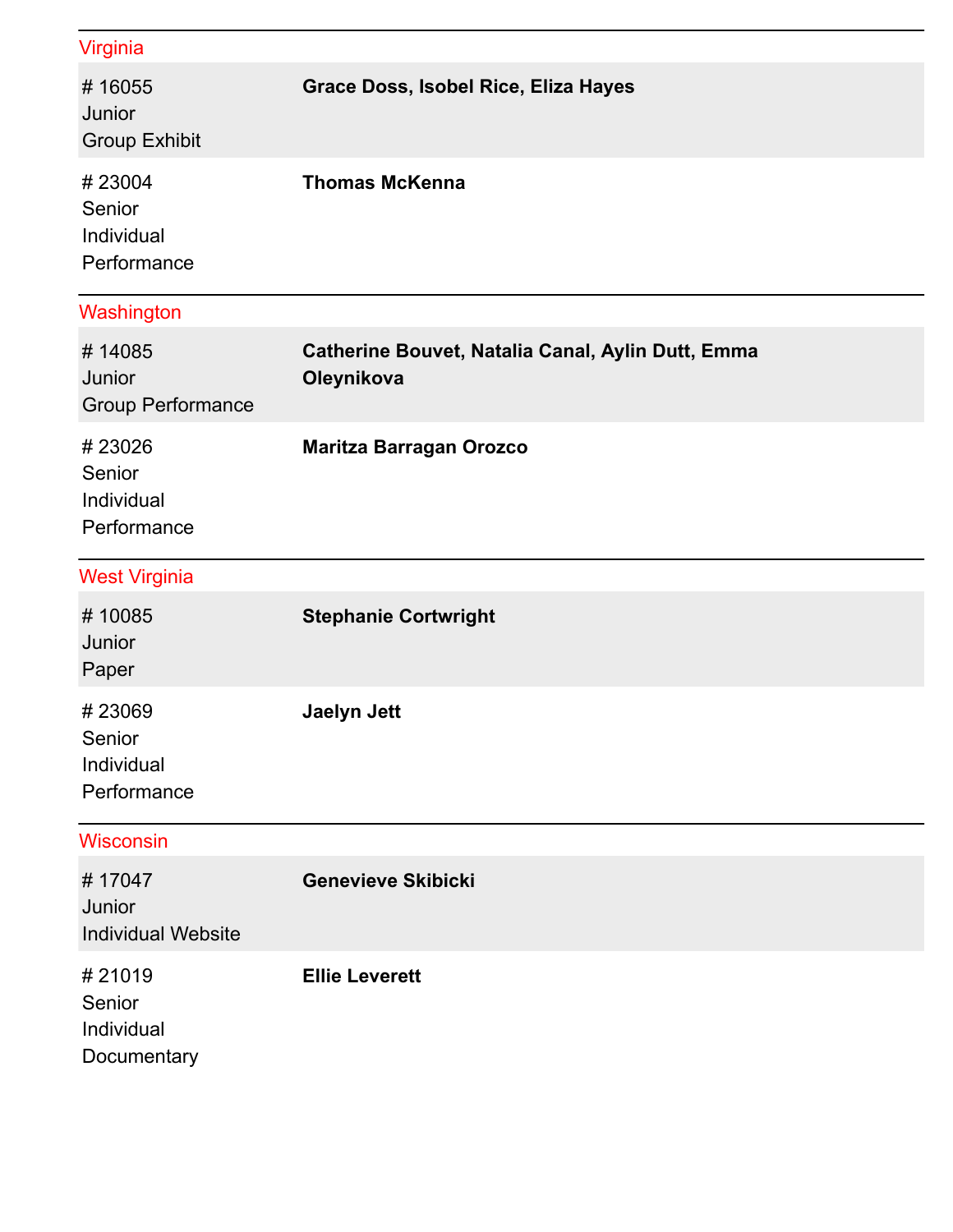## Virginia

| Entry | Students |
| --- | --- |
| # 16055<br>Junior<br>Group Exhibit | **Grace Doss, Isobel Rice, Eliza Hayes** |
| # 23004<br>Senior<br>Individual<br>Performance | **Thomas McKenna** |

## Washington

| Entry | Students |
| --- | --- |
| # 14085<br>Junior<br>Group Performance | **Catherine Bouvet, Natalia Canal, Aylin Dutt, Emma Oleynikova** |
| # 23026<br>Senior<br>Individual<br>Performance | **Maritza Barragan Orozco** |

## West Virginia

| Entry | Students |
| --- | --- |
| # 10085<br>Junior<br>Paper | **Stephanie Cortwright** |
| # 23069<br>Senior<br>Individual<br>Performance | **Jaelyn Jett** |

## Wisconsin

| Entry | Students |
| --- | --- |
| # 17047<br>Junior<br>Individual Website | **Genevieve Skibicki** |
| # 21019<br>Senior<br>Individual<br>Documentary | **Ellie Leverett** |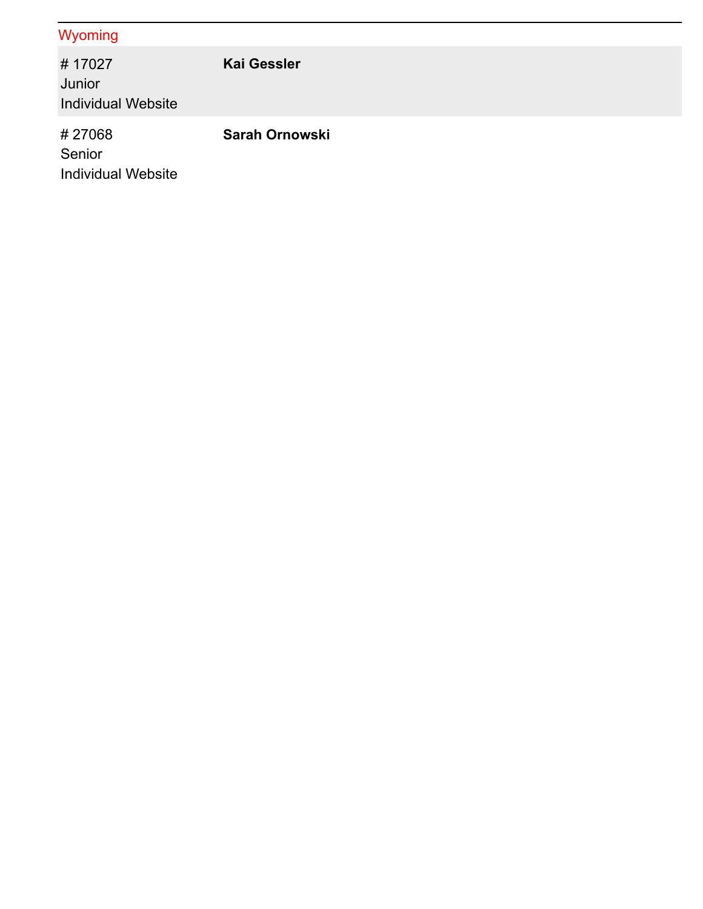## Wyoming

| | |
|---|---|
| # 17027<br>Junior<br>Individual Website | **Kai Gessler** |
| # 27068<br>Senior<br>Individual Website | **Sarah Ornowski** |